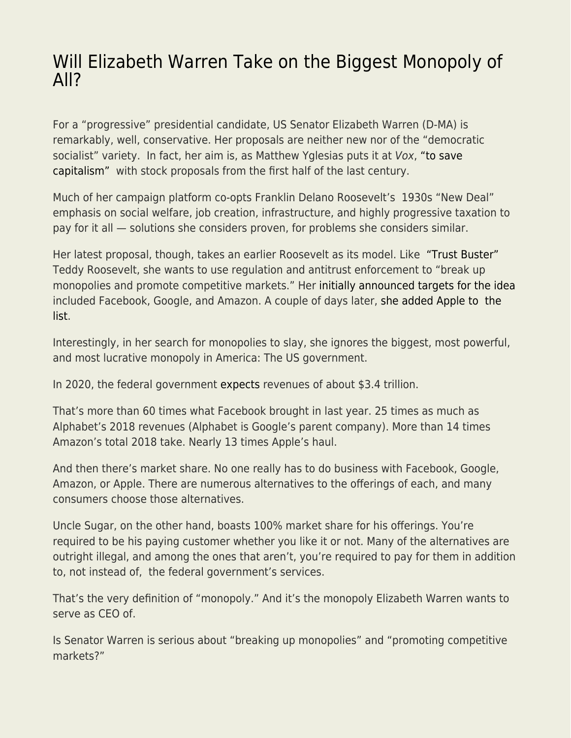# Will Elizabeth Warren Take on the Biggest Monopoly of All?

For a "progressive" presidential candidate, US Senator Elizabeth Warren (D-MA) is remarkably, well, conservative. Her proposals are neither new nor of the "democratic socialist" variety. In fact, her aim is, as Matthew Yglesias puts it at *Vox*, "to save capitalism" with stock proposals from the first half of the last century.

Much of her campaign platform co-opts Franklin Delano Roosevelt's 1930s "New Deal" emphasis on social welfare, job creation, infrastructure, and highly progressive taxation to pay for it all — solutions she considers proven, for problems she considers similar.

Her latest proposal, though, takes an earlier Roosevelt as its model. Like "Trust Buster" Teddy Roosevelt, she wants to use regulation and antitrust enforcement to "break up monopolies and promote competitive markets." Her initially announced targets for the idea included Facebook, Google, and Amazon. A couple of days later, she added Apple to the list.

Interestingly, in her search for monopolies to slay, she ignores the biggest, most powerful, and most lucrative monopoly in America: The US government.

In 2020, the federal government expects revenues of about $3.4 trillion.

That's more than 60 times what Facebook brought in last year. 25 times as much as Alphabet's 2018 revenues (Alphabet is Google's parent company). More than 14 times Amazon's total 2018 take. Nearly 13 times Apple's haul.

And then there's market share. No one really has to do business with Facebook, Google, Amazon, or Apple. There are numerous alternatives to the offerings of each, and many consumers choose those alternatives.

Uncle Sugar, on the other hand, boasts 100% market share for his offerings. You're required to be his paying customer whether you like it or not. Many of the alternatives are outright illegal, and among the ones that aren't, you're required to pay for them in addition to, not instead of, the federal government's services.

That's the very definition of "monopoly." And it's the monopoly Elizabeth Warren wants to serve as CEO of.

Is Senator Warren is serious about "breaking up monopolies" and "promoting competitive markets?"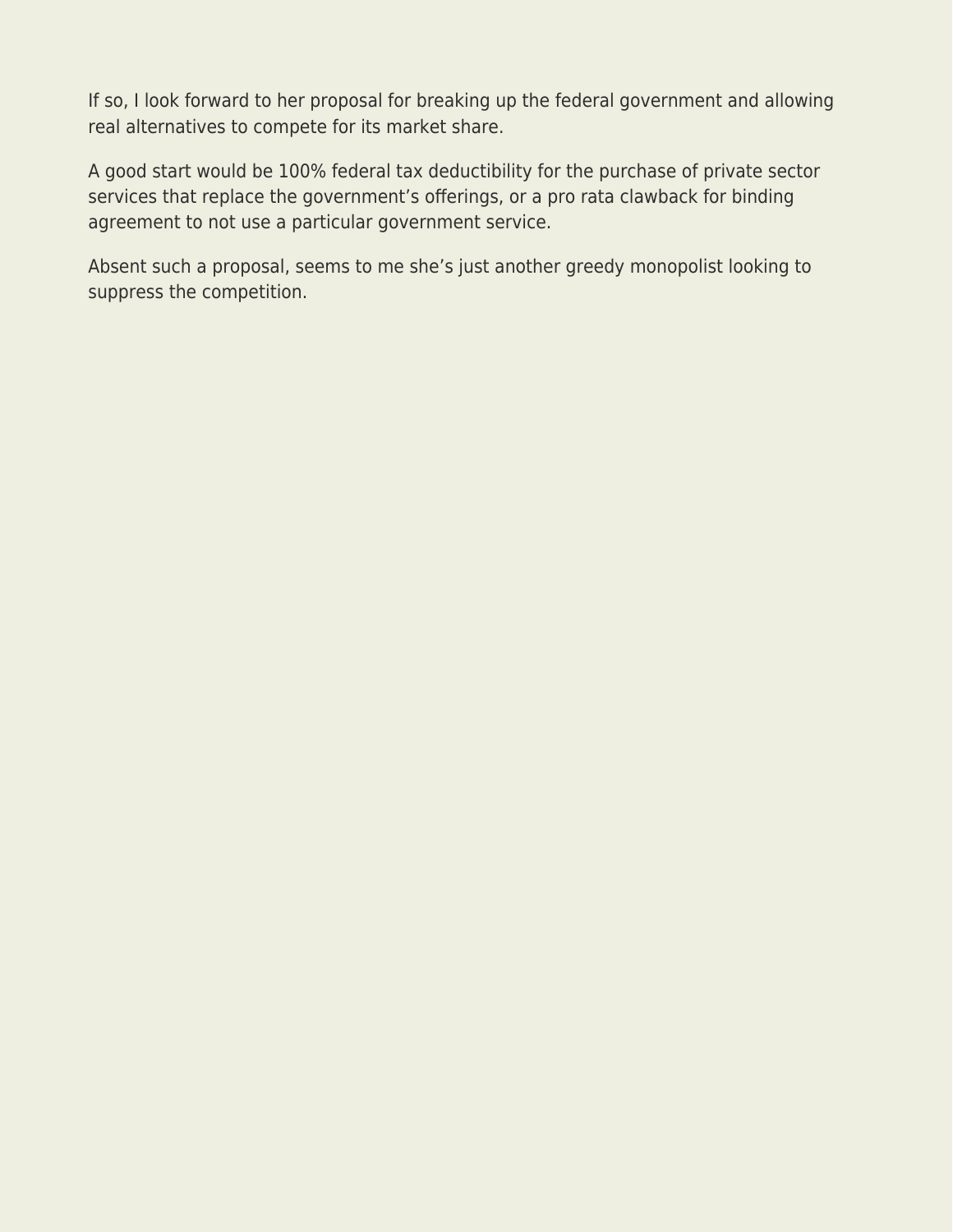If so, I look forward to her proposal for breaking up the federal government and allowing real alternatives to compete for its market share.

A good start would be 100% federal tax deductibility for the purchase of private sector services that replace the government's offerings, or a pro rata clawback for binding agreement to not use a particular government service.

Absent such a proposal, seems to me she's just another greedy monopolist looking to suppress the competition.